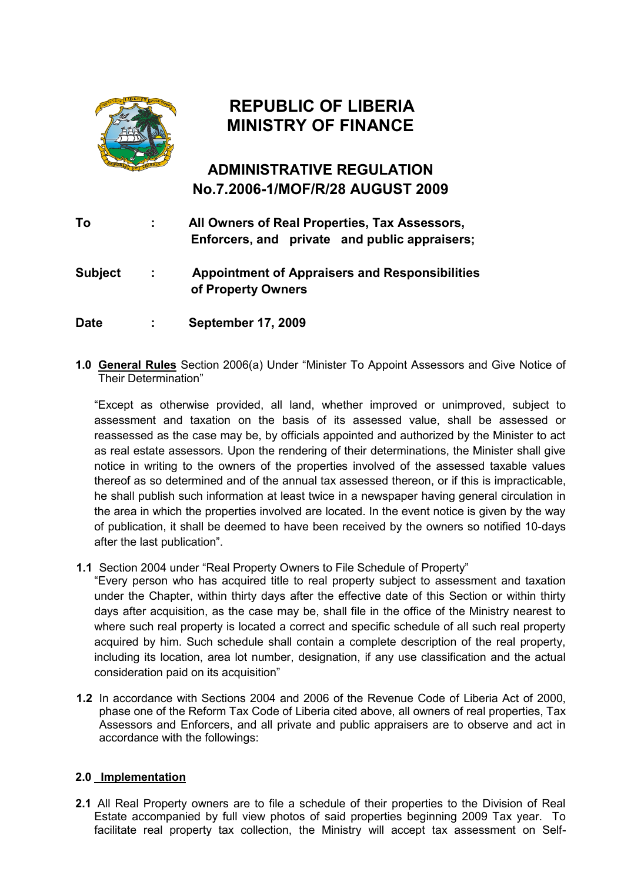# REPUBLIC OF LIBERIA
# MINISTRY OF FINANCE

## ADMINISTRATIVE REGULATION
## No.7.2006-1/MOF/R/28 AUGUST 2009

**To : All Owners of Real Properties, Tax Assessors, Enforcers, and private and public appraisers;**

**Subject : Appointment of Appraisers and Responsibilities of Property Owners**

**Date : September 17, 2009**

**1.0** **General Rules** Section 2006(a) Under "Minister To Appoint Assessors and Give Notice of Their Determination"

"Except as otherwise provided, all land, whether improved or unimproved, subject to assessment and taxation on the basis of its assessed value, shall be assessed or reassessed as the case may be, by officials appointed and authorized by the Minister to act as real estate assessors. Upon the rendering of their determinations, the Minister shall give notice in writing to the owners of the properties involved of the assessed taxable values thereof as so determined and of the annual tax assessed thereon, or if this is impracticable, he shall publish such information at least twice in a newspaper having general circulation in the area in which the properties involved are located. In the event notice is given by the way of publication, it shall be deemed to have been received by the owners so notified 10-days after the last publication".

**1.1** Section 2004 under "Real Property Owners to File Schedule of Property"

"Every person who has acquired title to real property subject to assessment and taxation under the Chapter, within thirty days after the effective date of this Section or within thirty days after acquisition, as the case may be, shall file in the office of the Ministry nearest to where such real property is located a correct and specific schedule of all such real property acquired by him. Such schedule shall contain a complete description of the real property, including its location, area lot number, designation, if any use classification and the actual consideration paid on its acquisition"

**1.2** In accordance with Sections 2004 and 2006 of the Revenue Code of Liberia Act of 2000, phase one of the Reform Tax Code of Liberia cited above, all owners of real properties, Tax Assessors and Enforcers, and all private and public appraisers are to observe and act in accordance with the followings:

**2.0** **Implementation**

**2.1** All Real Property owners are to file a schedule of their properties to the Division of Real Estate accompanied by full view photos of said properties beginning 2009 Tax year. To facilitate real property tax collection, the Ministry will accept tax assessment on Self-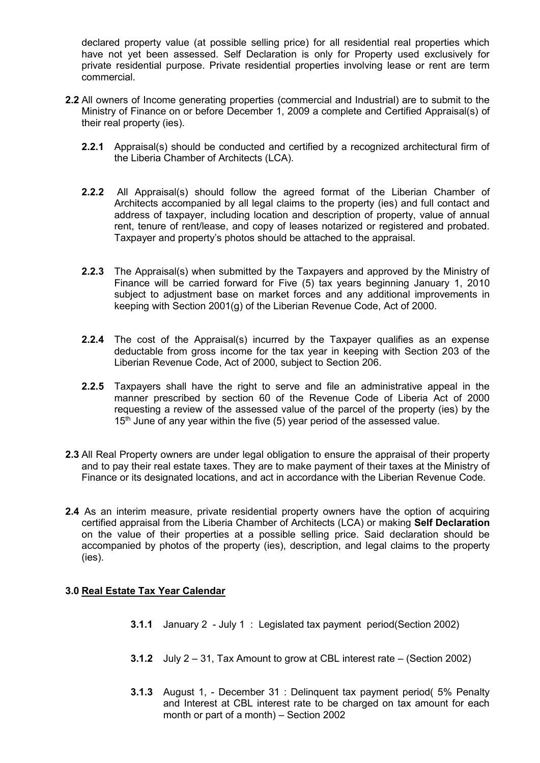declared property value (at possible selling price) for all residential real properties which have not yet been assessed. Self Declaration is only for Property used exclusively for private residential purpose. Private residential properties involving lease or rent are term commercial.

**2.2** All owners of Income generating properties (commercial and Industrial) are to submit to the Ministry of Finance on or before December 1, 2009 a complete and Certified Appraisal(s) of their real property (ies).

**2.2.1** Appraisal(s) should be conducted and certified by a recognized architectural firm of the Liberia Chamber of Architects (LCA).

**2.2.2** All Appraisal(s) should follow the agreed format of the Liberian Chamber of Architects accompanied by all legal claims to the property (ies) and full contact and address of taxpayer, including location and description of property, value of annual rent, tenure of rent/lease, and copy of leases notarized or registered and probated. Taxpayer and property's photos should be attached to the appraisal.

**2.2.3** The Appraisal(s) when submitted by the Taxpayers and approved by the Ministry of Finance will be carried forward for Five (5) tax years beginning January 1, 2010 subject to adjustment base on market forces and any additional improvements in keeping with Section 2001(g) of the Liberian Revenue Code, Act of 2000.

**2.2.4** The cost of the Appraisal(s) incurred by the Taxpayer qualifies as an expense deductable from gross income for the tax year in keeping with Section 203 of the Liberian Revenue Code, Act of 2000, subject to Section 206.

**2.2.5** Taxpayers shall have the right to serve and file an administrative appeal in the manner prescribed by section 60 of the Revenue Code of Liberia Act of 2000 requesting a review of the assessed value of the parcel of the property (ies) by the 15th June of any year within the five (5) year period of the assessed value.

**2.3** All Real Property owners are under legal obligation to ensure the appraisal of their property and to pay their real estate taxes. They are to make payment of their taxes at the Ministry of Finance or its designated locations, and act in accordance with the Liberian Revenue Code.

**2.4** As an interim measure, private residential property owners have the option of acquiring certified appraisal from the Liberia Chamber of Architects (LCA) or making **Self Declaration** on the value of their properties at a possible selling price. Said declaration should be accompanied by photos of the property (ies), description, and legal claims to the property (ies).

## 3.0 Real Estate Tax Year Calendar

**3.1.1** January 2 - July 1 : Legislated tax payment period(Section 2002)

**3.1.2** July 2 – 31, Tax Amount to grow at CBL interest rate – (Section 2002)

**3.1.3** August 1, - December 31 : Delinquent tax payment period( 5% Penalty and Interest at CBL interest rate to be charged on tax amount for each month or part of a month) – Section 2002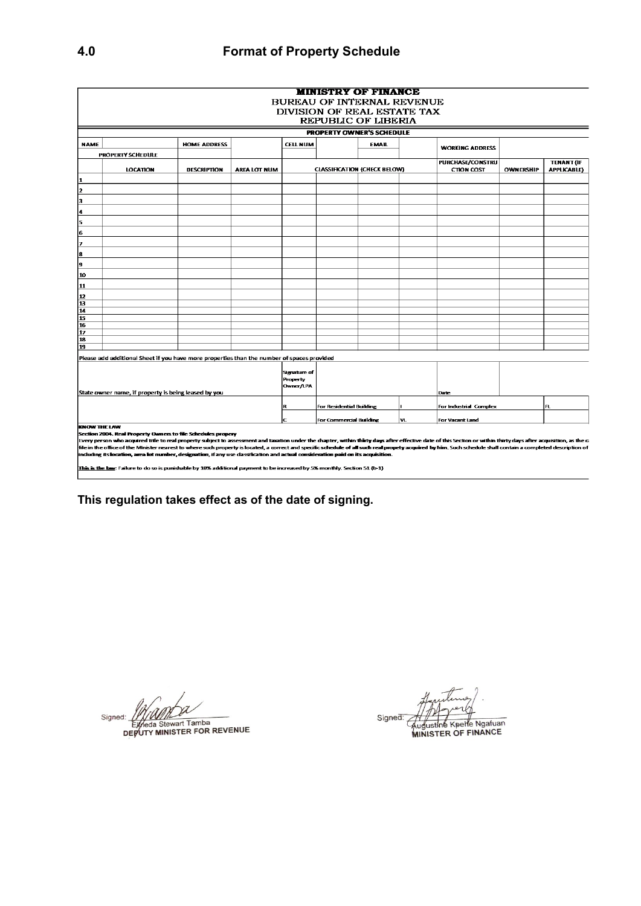## 4.0 Format of Property Schedule

**MINISTRY OF FINANCE**
BUREAU OF INTERNAL REVENUE
DIVISION OF REAL ESTATE TAX
REPUBLIC OF LIBERIA

**PROPERTY OWNER'S SCHEDULE**

| NAME | | HOME ADDRESS | | CELL NUM | | EMAIL | | WORKING ADDRESS | | |
|---|---|---|---|---|---|---|---|---|---|---|
| | PROPERTY SCHEDULE | | | | | | | | | |
| | LOCATION | DESCRIPTION | AREA LOT NUM | CLASSIFICATION (CHECK BELOW) | | | | PURCHASE/CONSTRUCTION COST | OWNERSHIP | TENANT (IF APPLICABLE) |
| 1 | | | | | | | | | | |
| 2 | | | | | | | | | | |
| 3 | | | | | | | | | | |
| 4 | | | | | | | | | | |
| 5 | | | | | | | | | | |
| 6 | | | | | | | | | | |
| 7 | | | | | | | | | | |
| 8 | | | | | | | | | | |
| 9 | | | | | | | | | | |
| 10 | | | | | | | | | | |
| 11 | | | | | | | | | | |
| 12 | | | | | | | | | | |
| 13 | | | | | | | | | | |
| 14 | | | | | | | | | | |
| 15 | | | | | | | | | | |
| 16 | | | | | | | | | | |
| 17 | | | | | | | | | | |
| 18 | | | | | | | | | | |
| 19 | | | | | | | | | | |

Please add additional Sheet if you have more properties than the number of spaces provided

| | | | |
|---|---|---|---|
| State owner name, if property is being leased by you | Signature of Property Owner/LPA | | Date |

| | | | | | |
|---|---|---|---|---|---|
| R | For Residential Building | I | For Industrial Complex | FL | |
| C | For Commercial Building | VL | For Vacant Land | | |

**KNOW THE LAW**

**Section 2004. Real Property Owners to file Schedules propery**

Every person who acquired title to real property subject to assessment and taxation under the chapter, within thirty days after effective date of this Section or within thirty days after acquisition, as the c... file in the office of the Minister nearest to where such property is located, a correct and specific schedule of all such real property acquired by him. Such schedule shall contain a completed description of including its location, area lot number, designation, if any use classification and actual consideration paid on its acquisition.

This is the law: Failure to do so is punishable by 10% additional payment to be increased by 5% monthly. Section 51 (b-1)

**This regulation takes effect as of the date of signing.**

Signed: Elfrieda Stewart Tamba
DEPUTY MINISTER FOR REVENUE

Signed: Augustine Kpehe Ngafuan
MINISTER OF FINANCE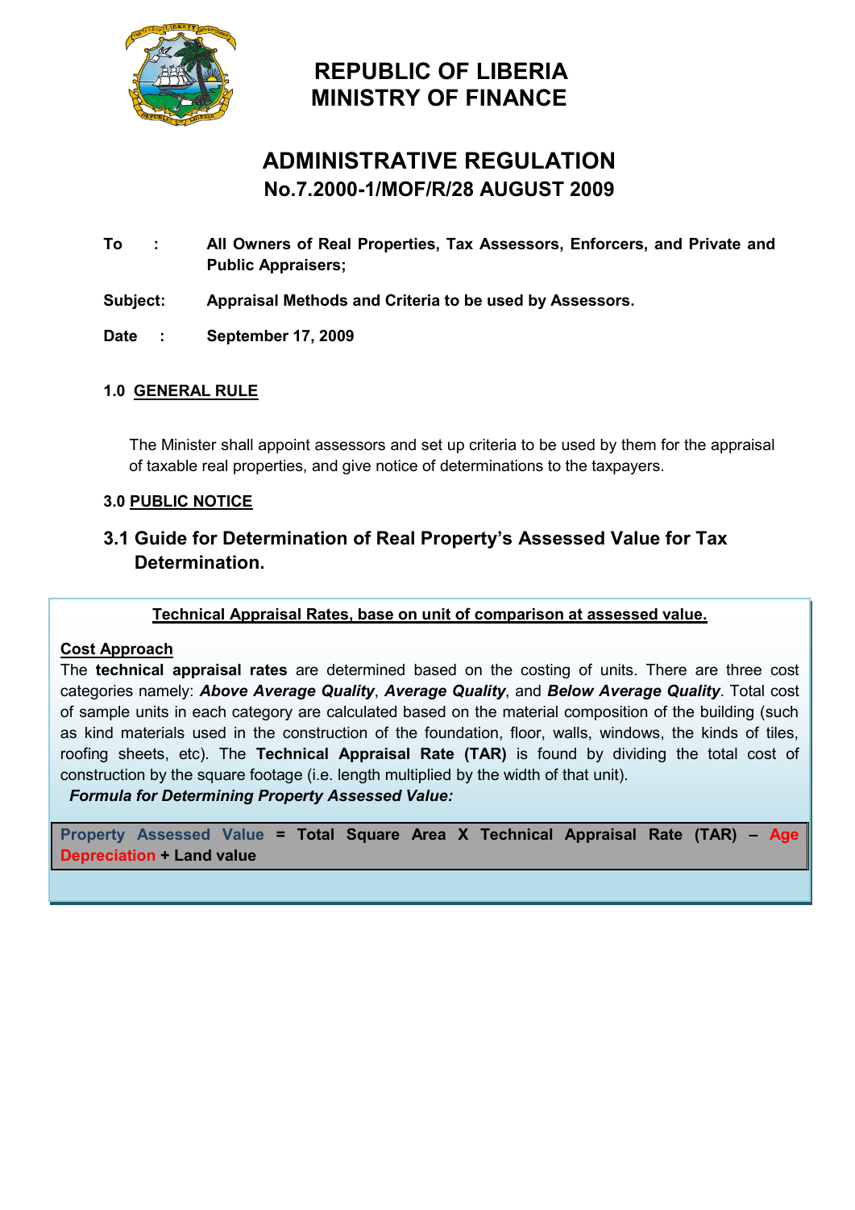# REPUBLIC OF LIBERIA
# MINISTRY OF FINANCE

## ADMINISTRATIVE REGULATION
## No.7.2000-1/MOF/R/28 AUGUST 2009

**To :** **All Owners of Real Properties, Tax Assessors, Enforcers, and Private and Public Appraisers;**

**Subject:** **Appraisal Methods and Criteria to be used by Assessors.**

**Date :** **September 17, 2009**

### 1.0 GENERAL RULE

The Minister shall appoint assessors and set up criteria to be used by them for the appraisal of taxable real properties, and give notice of determinations to the taxpayers.

### 3.0 PUBLIC NOTICE

### 3.1 Guide for Determination of Real Property's Assessed Value for Tax Determination.

**Technical Appraisal Rates, base on unit of comparison at assessed value.**

**Cost Approach**

The **technical appraisal rates** are determined based on the costing of units. There are three cost categories namely: ***Above Average Quality***, ***Average Quality***, and ***Below Average Quality***. Total cost of sample units in each category are calculated based on the material composition of the building (such as kind materials used in the construction of the foundation, floor, walls, windows, the kinds of tiles, roofing sheets, etc). The **Technical Appraisal Rate (TAR)** is found by dividing the total cost of construction by the square footage (i.e. length multiplied by the width of that unit).

***Formula for Determining Property Assessed Value:***

**Property Assessed Value = Total Square Area X Technical Appraisal Rate (TAR) – Age Depreciation + Land value**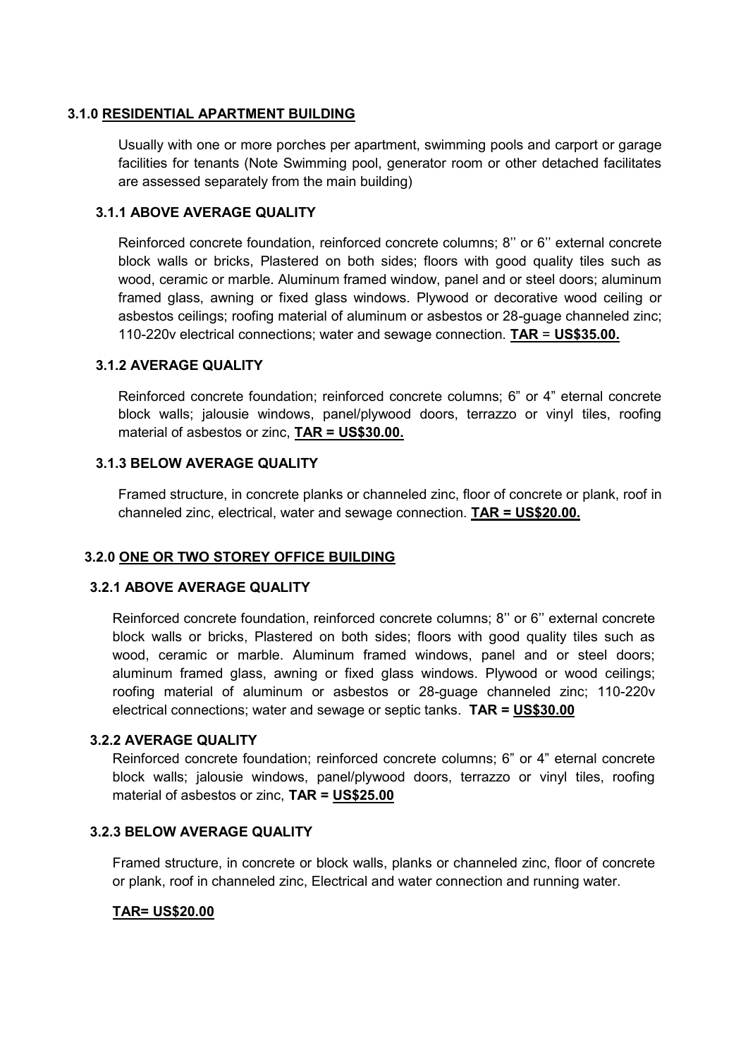### 3.1.0 <u>RESIDENTIAL APARTMENT BUILDING</u>

Usually with one or more porches per apartment, swimming pools and carport or garage facilities for tenants (Note Swimming pool, generator room or other detached facilitates are assessed separately from the main building)

#### 3.1.1 ABOVE AVERAGE QUALITY

Reinforced concrete foundation, reinforced concrete columns; 8'' or 6'' external concrete block walls or bricks, Plastered on both sides; floors with good quality tiles such as wood, ceramic or marble. Aluminum framed window, panel and or steel doors; aluminum framed glass, awning or fixed glass windows. Plywood or decorative wood ceiling or asbestos ceilings; roofing material of aluminum or asbestos or 28-guage channeled zinc; 110-220v electrical connections; water and sewage connection. **<u>TAR</u>** = **<u>US$35.00.</u>**

#### 3.1.2 AVERAGE QUALITY

Reinforced concrete foundation; reinforced concrete columns; 6" or 4" eternal concrete block walls; jalousie windows, panel/plywood doors, terrazzo or vinyl tiles, roofing material of asbestos or zinc, **<u>TAR = US$30.00.</u>**

#### 3.1.3 BELOW AVERAGE QUALITY

Framed structure, in concrete planks or channeled zinc, floor of concrete or plank, roof in channeled zinc, electrical, water and sewage connection. **<u>TAR = US$20.00.</u>**

### 3.2.0 <u>ONE OR TWO STOREY OFFICE BUILDING</u>

#### 3.2.1 ABOVE AVERAGE QUALITY

Reinforced concrete foundation, reinforced concrete columns; 8'' or 6'' external concrete block walls or bricks, Plastered on both sides; floors with good quality tiles such as wood, ceramic or marble. Aluminum framed windows, panel and or steel doors; aluminum framed glass, awning or fixed glass windows. Plywood or wood ceilings; roofing material of aluminum or asbestos or 28-guage channeled zinc; 110-220v electrical connections; water and sewage or septic tanks. **TAR = <u>US$30.00</u>**

#### 3.2.2 AVERAGE QUALITY

Reinforced concrete foundation; reinforced concrete columns; 6" or 4" eternal concrete block walls; jalousie windows, panel/plywood doors, terrazzo or vinyl tiles, roofing material of asbestos or zinc, **TAR = <u>US$25.00</u>**

#### 3.2.3 BELOW AVERAGE QUALITY

Framed structure, in concrete or block walls, planks or channeled zinc, floor of concrete or plank, roof in channeled zinc, Electrical and water connection and running water.

**<u>TAR= US$20.00</u>**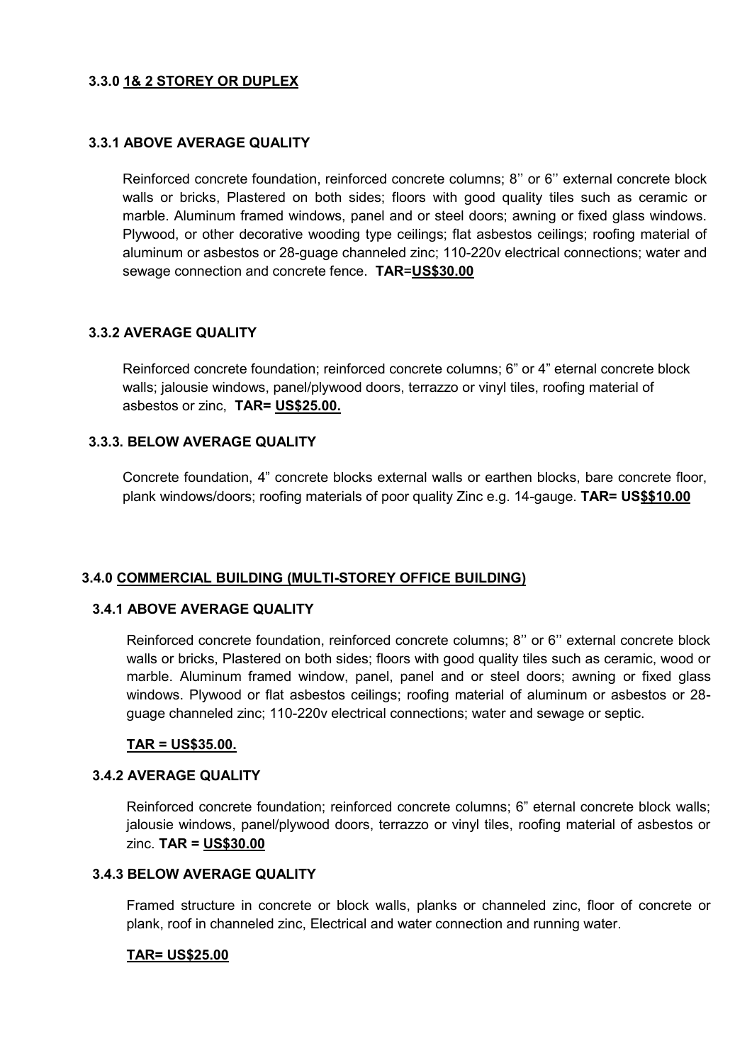### 3.3.0 <u>1& 2 STOREY OR DUPLEX</u>

#### 3.3.1 ABOVE AVERAGE QUALITY

Reinforced concrete foundation, reinforced concrete columns; 8'' or 6'' external concrete block walls or bricks, Plastered on both sides; floors with good quality tiles such as ceramic or marble. Aluminum framed windows, panel and or steel doors; awning or fixed glass windows. Plywood, or other decorative wooding type ceilings; flat asbestos ceilings; roofing material of aluminum or asbestos or 28-guage channeled zinc; 110-220v electrical connections; water and sewage connection and concrete fence. **TAR**=**<u>US$30.00</u>**

#### 3.3.2 AVERAGE QUALITY

Reinforced concrete foundation; reinforced concrete columns; 6" or 4" eternal concrete block walls; jalousie windows, panel/plywood doors, terrazzo or vinyl tiles, roofing material of asbestos or zinc, **TAR= <u>US$25.00.</u>**

#### 3.3.3. BELOW AVERAGE QUALITY

Concrete foundation, 4" concrete blocks external walls or earthen blocks, bare concrete floor, plank windows/doors; roofing materials of poor quality Zinc e.g. 14-gauge. **TAR= US<u>$$10.00</u>**

### 3.4.0 <u>COMMERCIAL BUILDING (MULTI-STOREY OFFICE BUILDING)</u>

#### 3.4.1 ABOVE AVERAGE QUALITY

Reinforced concrete foundation, reinforced concrete columns; 8'' or 6'' external concrete block walls or bricks, Plastered on both sides; floors with good quality tiles such as ceramic, wood or marble. Aluminum framed window, panel, panel and or steel doors; awning or fixed glass windows. Plywood or flat asbestos ceilings; roofing material of aluminum or asbestos or 28-guage channeled zinc; 110-220v electrical connections; water and sewage or septic.

**<u>TAR = US$35.00.</u>**

#### 3.4.2 AVERAGE QUALITY

Reinforced concrete foundation; reinforced concrete columns; 6" eternal concrete block walls; jalousie windows, panel/plywood doors, terrazzo or vinyl tiles, roofing material of asbestos or zinc. **TAR = <u>US$30.00</u>**

#### 3.4.3 BELOW AVERAGE QUALITY

Framed structure in concrete or block walls, planks or channeled zinc, floor of concrete or plank, roof in channeled zinc, Electrical and water connection and running water.

**<u>TAR= US$25.00</u>**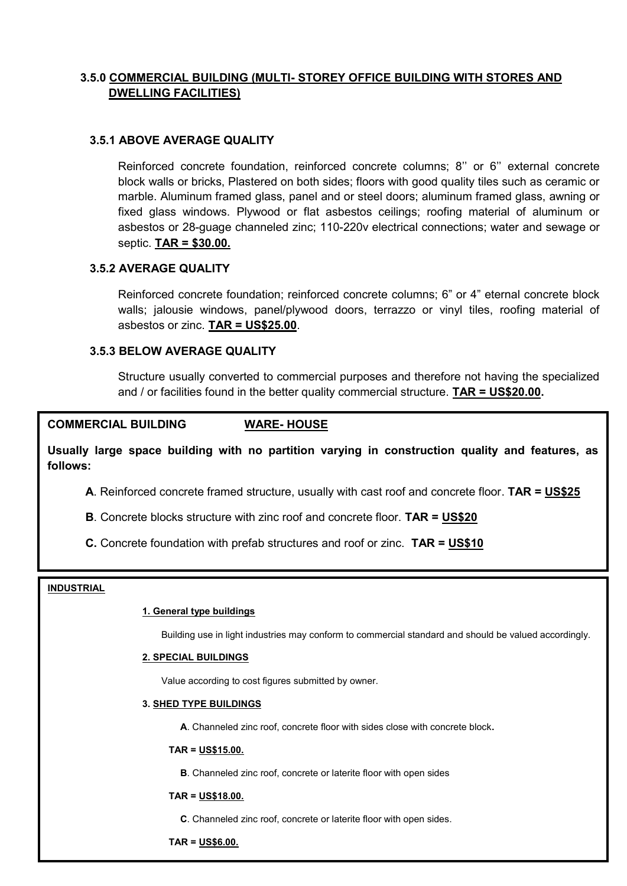### 3.5.0 COMMERCIAL BUILDING (MULTI- STOREY OFFICE BUILDING WITH STORES AND DWELLING FACILITIES)

#### 3.5.1 ABOVE AVERAGE QUALITY

Reinforced concrete foundation, reinforced concrete columns; 8'' or 6'' external concrete block walls or bricks, Plastered on both sides; floors with good quality tiles such as ceramic or marble. Aluminum framed glass, panel and or steel doors; aluminum framed glass, awning or fixed glass windows. Plywood or flat asbestos ceilings; roofing material of aluminum or asbestos or 28-guage channeled zinc; 110-220v electrical connections; water and sewage or septic. **TAR = $30.00.**

#### 3.5.2 AVERAGE QUALITY

Reinforced concrete foundation; reinforced concrete columns; 6" or 4" eternal concrete block walls; jalousie windows, panel/plywood doors, terrazzo or vinyl tiles, roofing material of asbestos or zinc. **TAR = US$25.00**.

#### 3.5.3 BELOW AVERAGE QUALITY

Structure usually converted to commercial purposes and therefore not having the specialized and / or facilities found in the better quality commercial structure. **TAR = US$20.00.**

**COMMERCIAL BUILDING** **WARE- HOUSE**

**Usually large space building with no partition varying in construction quality and features, as follows:**

**A**. Reinforced concrete framed structure, usually with cast roof and concrete floor. **TAR = US$25**

**B**. Concrete blocks structure with zinc roof and concrete floor. **TAR = US$20**

**C.** Concrete foundation with prefab structures and roof or zinc. **TAR = US$10**

**INDUSTRIAL**

**1. General type buildings**

Building use in light industries may conform to commercial standard and should be valued accordingly.

**2. SPECIAL BUILDINGS**

Value according to cost figures submitted by owner.

**3. SHED TYPE BUILDINGS**

**A**. Channeled zinc roof, concrete floor with sides close with concrete block**.**

**TAR = US$15.00.**

**B**. Channeled zinc roof, concrete or laterite floor with open sides

**TAR = US$18.00.**

**C**. Channeled zinc roof, concrete or laterite floor with open sides.

**TAR = US$6.00.**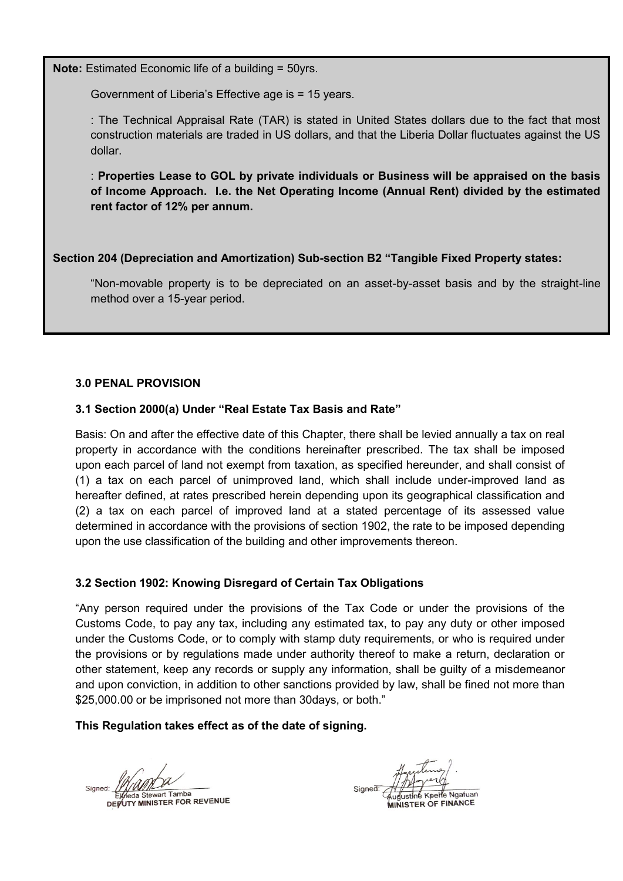**Note:** Estimated Economic life of a building = 50yrs.

Government of Liberia's Effective age is = 15 years.

: The Technical Appraisal Rate (TAR) is stated in United States dollars due to the fact that most construction materials are traded in US dollars, and that the Liberia Dollar fluctuates against the US dollar.

: **Properties Lease to GOL by private individuals or Business will be appraised on the basis of Income Approach. I.e. the Net Operating Income (Annual Rent) divided by the estimated rent factor of 12% per annum.**

**Section 204 (Depreciation and Amortization) Sub-section B2 "Tangible Fixed Property states:**

"Non-movable property is to be depreciated on an asset-by-asset basis and by the straight-line method over a 15-year period.

### 3.0 PENAL PROVISION

#### 3.1 Section 2000(a) Under "Real Estate Tax Basis and Rate"

Basis: On and after the effective date of this Chapter, there shall be levied annually a tax on real property in accordance with the conditions hereinafter prescribed. The tax shall be imposed upon each parcel of land not exempt from taxation, as specified hereunder, and shall consist of (1) a tax on each parcel of unimproved land, which shall include under-improved land as hereafter defined, at rates prescribed herein depending upon its geographical classification and (2) a tax on each parcel of improved land at a stated percentage of its assessed value determined in accordance with the provisions of section 1902, the rate to be imposed depending upon the use classification of the building and other improvements thereon.

#### 3.2 Section 1902: Knowing Disregard of Certain Tax Obligations

"Any person required under the provisions of the Tax Code or under the provisions of the Customs Code, to pay any tax, including any estimated tax, to pay any duty or other imposed under the Customs Code, or to comply with stamp duty requirements, or who is required under the provisions or by regulations made under authority thereof to make a return, declaration or other statement, keep any records or supply any information, shall be guilty of a misdemeanor and upon conviction, in addition to other sanctions provided by law, shall be fined not more than \$25,000.00 or be imprisoned not more than 30days, or both."

**This Regulation takes effect as of the date of signing.**

Signed: ______________________
Elfreda Stewart Tamba
DEPUTY MINISTER FOR REVENUE

Signed: ______________________
Augustine Kpehe Ngafuan
MINISTER OF FINANCE